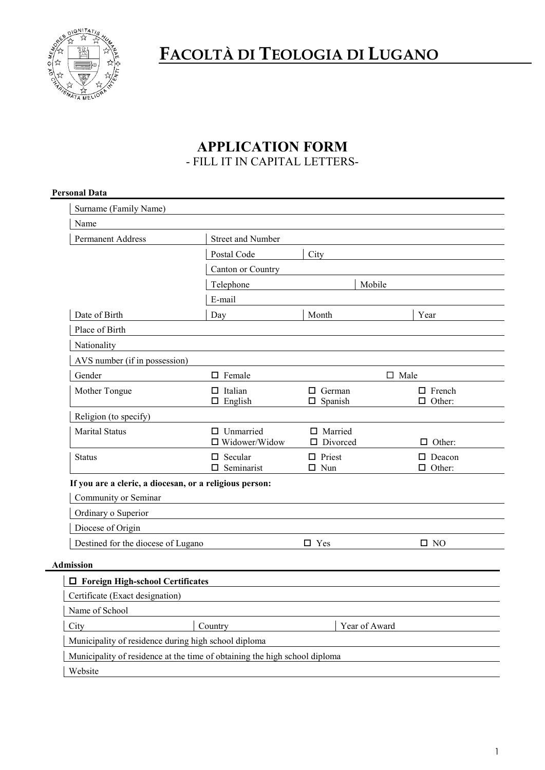# FACOLTÀ DI TEOLOGIA DI LUGANO

## APPLICATION FORM

- FILL IT IN CAPITAL LETTERS-

**Personal Data**

| | | | |
|---|---|---|---|
| Surname (Family Name) | | | |
| Name | | | |
| Permanent Address | Street and Number | | |
| | Postal Code | City | |
| | Canton or Country | | |
| | Telephone | | Mobile |
| | E-mail | | |
| Date of Birth | Day | Month | Year |
| Place of Birth | | | |
| Nationality | | | |
| AVS number (if in possession) | | | |
| Gender | ☐ Female | | ☐ Male |
| Mother Tongue | ☐ Italian<br>☐ English | ☐ German<br>☐ Spanish | ☐ French<br>☐ Other: |
| Religion (to specify) | | | |
| Marital Status | ☐ Unmarried<br>☐ Widower/Widow | ☐ Married<br>☐ Divorced | ☐ Other: |
| Status | ☐ Secular<br>☐ Seminarist | ☐ Priest<br>☐ Nun | ☐ Deacon<br>☐ Other: |

**If you are a cleric, a diocesan, or a religious person:**

| | | |
|---|---|---|
| Community or Seminar | | |
| Ordinary o Superior | | |
| Diocese of Origin | | |
| Destined for the diocese of Lugano | ☐ Yes | ☐ NO |

**Admission**

**☐ Foreign High-school Certificates**

| | | |
|---|---|---|
| Certificate (Exact designation) | | |
| Name of School | | |
| City | Country | Year of Award |
| Municipality of residence during high school diploma | | |
| Municipality of residence at the time of obtaining the high school diploma | | |
| Website | | |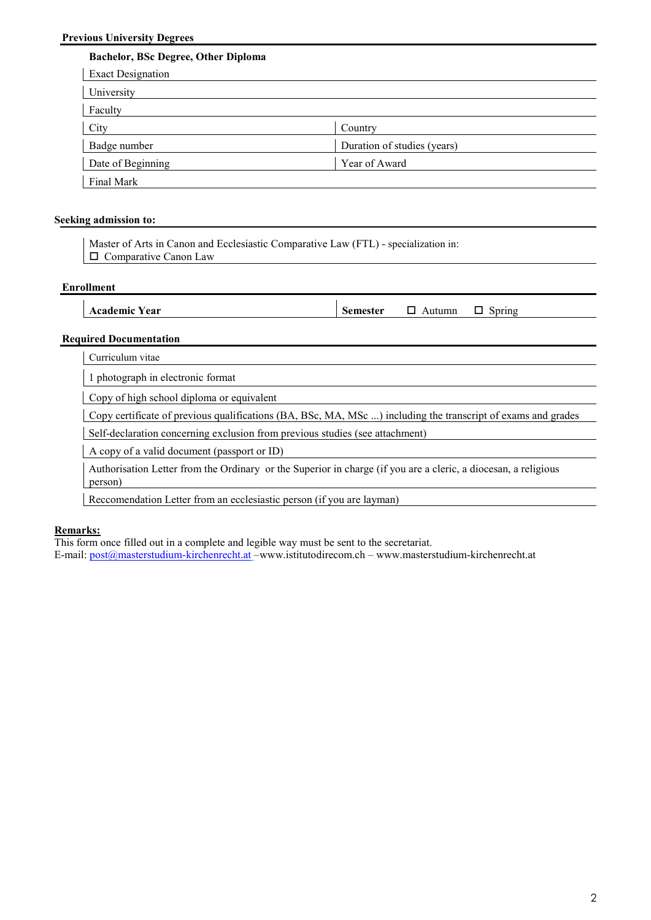**Previous University Degrees**

**Bachelor, BSc Degree, Other Diploma**

| Exact Designation | |
|---|---|
| University | |
| Faculty | |
| City | Country |
| Badge number | Duration of studies (years) |
| Date of Beginning | Year of Award |
| Final Mark | |

**Seeking admission to:**

Master of Arts in Canon and Ecclesiastic Comparative Law (FTL) - specialization in:
☐ Comparative Canon Law

**Enrollment**

| **Academic Year** | **Semester** ☐ Autumn ☐ Spring |
|---|---|

**Required Documentation**

- Curriculum vitae
- 1 photograph in electronic format
- Copy of high school diploma or equivalent
- Copy certificate of previous qualifications (BA, BSc, MA, MSc ...) including the transcript of exams and grades
- Self-declaration concerning exclusion from previous studies (see attachment)
- A copy of a valid document (passport or ID)
- Authorisation Letter from the Ordinary or the Superior in charge (if you are a cleric, a diocesan, a religious person)
- Reccomendation Letter from an ecclesiastic person (if you are layman)

**Remarks:**
This form once filled out in a complete and legible way must be sent to the secretariat.
E-mail: post@masterstudium-kirchenrecht.at –www.istitutodirecom.ch – www.masterstudium-kirchenrecht.at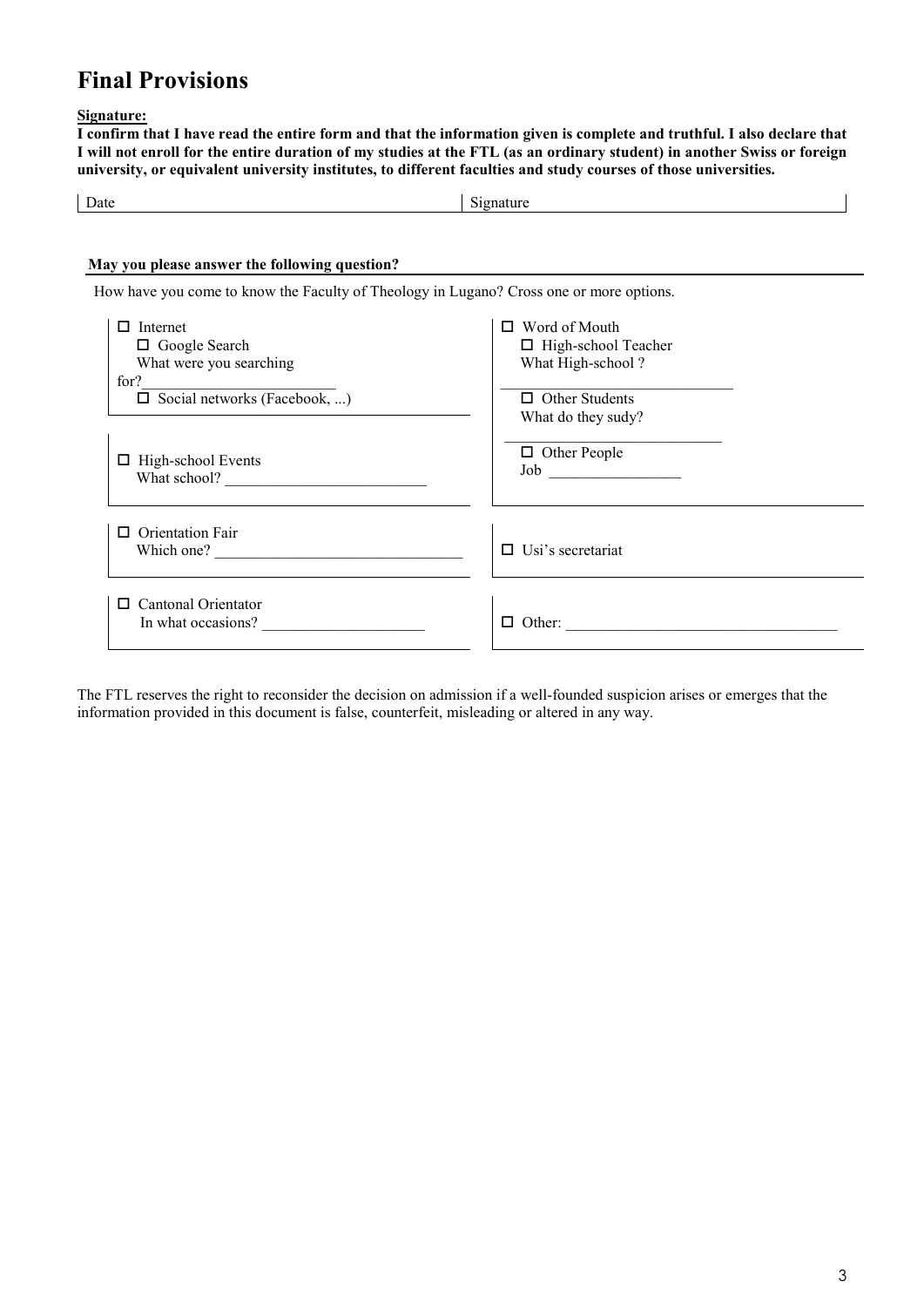# Final Provisions

**Signature:**

**I confirm that I have read the entire form and that the information given is complete and truthful. I also declare that I will not enroll for the entire duration of my studies at the FTL (as an ordinary student) in another Swiss or foreign university, or equivalent university institutes, to different faculties and study courses of those universities.**

| Date | Signature |
|---|---|

**May you please answer the following question?**

How have you come to know the Faculty of Theology in Lugano? Cross one or more options.

| | |
|---|---|
| ☐ Internet<br>☐ Google Search<br>What were you searching for?\_\_\_\_\_\_\_\_\_\_\_\_\_\_\_\_\_\_\_\_\_\_\_\_<br>☐ Social networks (Facebook, ...) | ☐ Word of Mouth<br>☐ High-school Teacher<br>What High-school ?<br>\_\_\_\_\_\_\_\_\_\_\_\_\_\_\_\_\_\_\_\_\_\_\_\_\_\_\_\_<br>☐ Other Students<br>What do they sudy?<br>\_\_\_\_\_\_\_\_\_\_\_\_\_\_\_\_\_\_\_\_\_\_\_\_\_\_\_\_<br>☐ Other People<br>Job \_\_\_\_\_\_\_\_\_\_\_\_\_\_\_\_\_ |
| ☐ High-school Events<br>What school? \_\_\_\_\_\_\_\_\_\_\_\_\_\_\_\_\_\_\_\_\_\_\_\_\_\_ | |
| ☐ Orientation Fair<br>Which one? \_\_\_\_\_\_\_\_\_\_\_\_\_\_\_\_\_\_\_\_\_\_\_\_\_\_\_\_\_\_\_\_ | ☐ Usi's secretariat |
| ☐ Cantonal Orientator<br>In what occasions? \_\_\_\_\_\_\_\_\_\_\_\_\_\_\_\_\_\_\_\_\_ | ☐ Other: \_\_\_\_\_\_\_\_\_\_\_\_\_\_\_\_\_\_\_\_\_\_\_\_\_\_\_\_\_\_\_\_\_\_\_ |

The FTL reserves the right to reconsider the decision on admission if a well-founded suspicion arises or emerges that the information provided in this document is false, counterfeit, misleading or altered in any way.